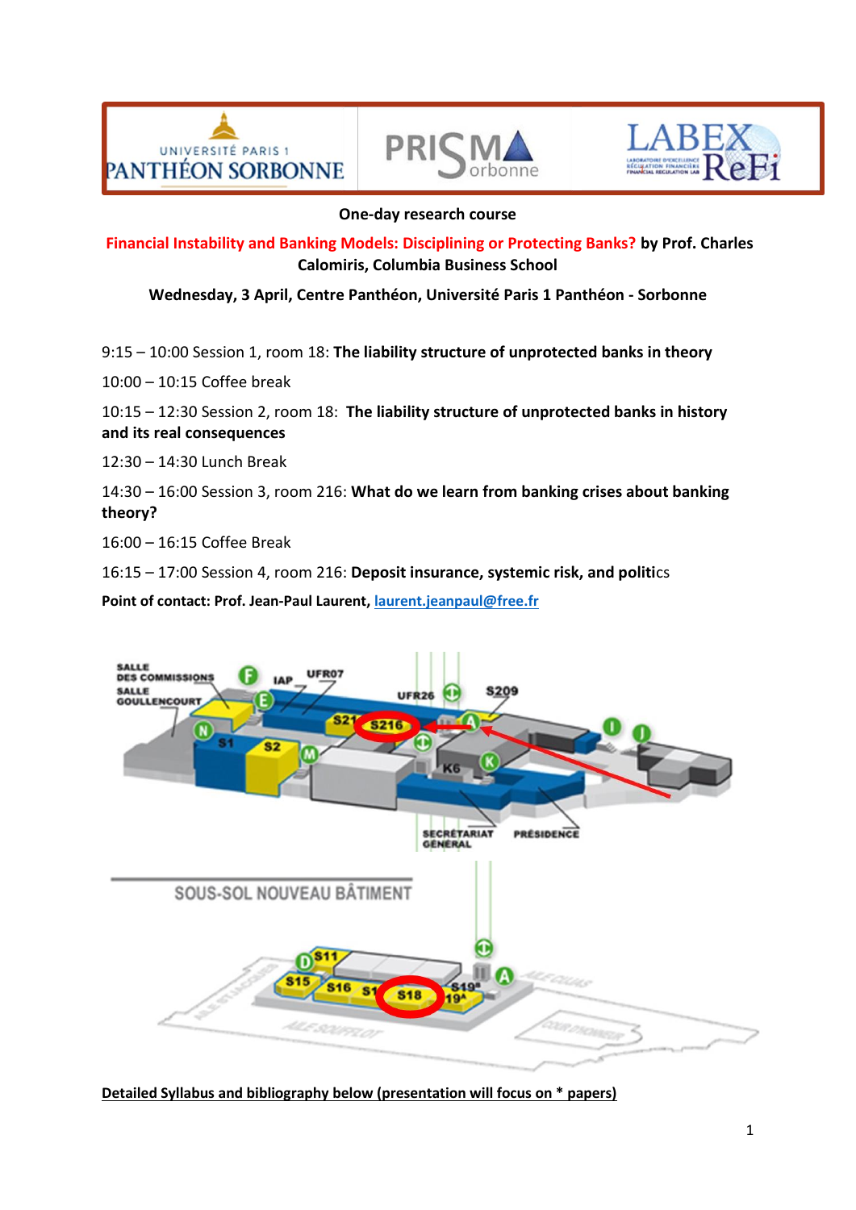One-day research course

**Financial Instability and Banking Models: Disciplining or Protecting Banks?** **by Prof. Charles Calomiris, Columbia Business School**

**Wednesday, 3 April, Centre Panthéon, Université Paris 1 Panthéon - Sorbonne**

9:15 – 10:00 Session 1, room 18: **The liability structure of unprotected banks in theory**

10:00 – 10:15 Coffee break

10:15 – 12:30 Session 2, room 18: **The liability structure of unprotected banks in history and its real consequences**

12:30 – 14:30 Lunch Break

14:30 – 16:00 Session 3, room 216: **What do we learn from banking crises about banking theory?**

16:00 – 16:15 Coffee Break

16:15 – 17:00 Session 4, room 216: **Deposit insurance, systemic risk, and politi**cs

**Point of contact: Prof. Jean-Paul Laurent,** [laurent.jeanpaul@free.fr](mailto:laurent.jeanpaul@free.fr)

**Detailed Syllabus and bibliography below (presentation will focus on * papers)**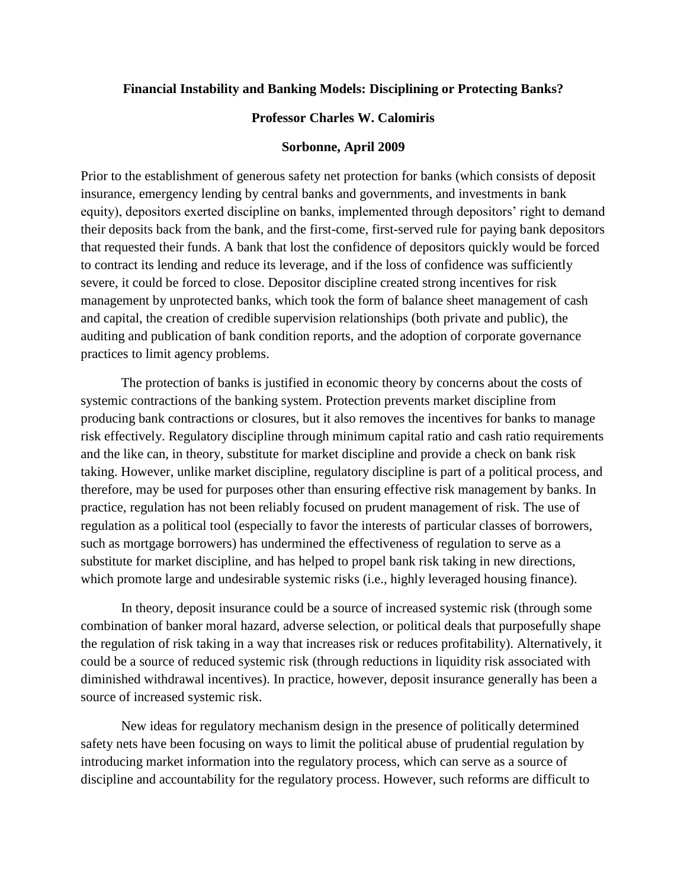**Financial Instability and Banking Models: Disciplining or Protecting Banks?**

**Professor Charles W. Calomiris**

**Sorbonne, April 2009**

Prior to the establishment of generous safety net protection for banks (which consists of deposit insurance, emergency lending by central banks and governments, and investments in bank equity), depositors exerted discipline on banks, implemented through depositors' right to demand their deposits back from the bank, and the first-come, first-served rule for paying bank depositors that requested their funds. A bank that lost the confidence of depositors quickly would be forced to contract its lending and reduce its leverage, and if the loss of confidence was sufficiently severe, it could be forced to close. Depositor discipline created strong incentives for risk management by unprotected banks, which took the form of balance sheet management of cash and capital, the creation of credible supervision relationships (both private and public), the auditing and publication of bank condition reports, and the adoption of corporate governance practices to limit agency problems.

The protection of banks is justified in economic theory by concerns about the costs of systemic contractions of the banking system. Protection prevents market discipline from producing bank contractions or closures, but it also removes the incentives for banks to manage risk effectively. Regulatory discipline through minimum capital ratio and cash ratio requirements and the like can, in theory, substitute for market discipline and provide a check on bank risk taking. However, unlike market discipline, regulatory discipline is part of a political process, and therefore, may be used for purposes other than ensuring effective risk management by banks. In practice, regulation has not been reliably focused on prudent management of risk. The use of regulation as a political tool (especially to favor the interests of particular classes of borrowers, such as mortgage borrowers) has undermined the effectiveness of regulation to serve as a substitute for market discipline, and has helped to propel bank risk taking in new directions, which promote large and undesirable systemic risks (i.e., highly leveraged housing finance).

In theory, deposit insurance could be a source of increased systemic risk (through some combination of banker moral hazard, adverse selection, or political deals that purposefully shape the regulation of risk taking in a way that increases risk or reduces profitability). Alternatively, it could be a source of reduced systemic risk (through reductions in liquidity risk associated with diminished withdrawal incentives). In practice, however, deposit insurance generally has been a source of increased systemic risk.

New ideas for regulatory mechanism design in the presence of politically determined safety nets have been focusing on ways to limit the political abuse of prudential regulation by introducing market information into the regulatory process, which can serve as a source of discipline and accountability for the regulatory process. However, such reforms are difficult to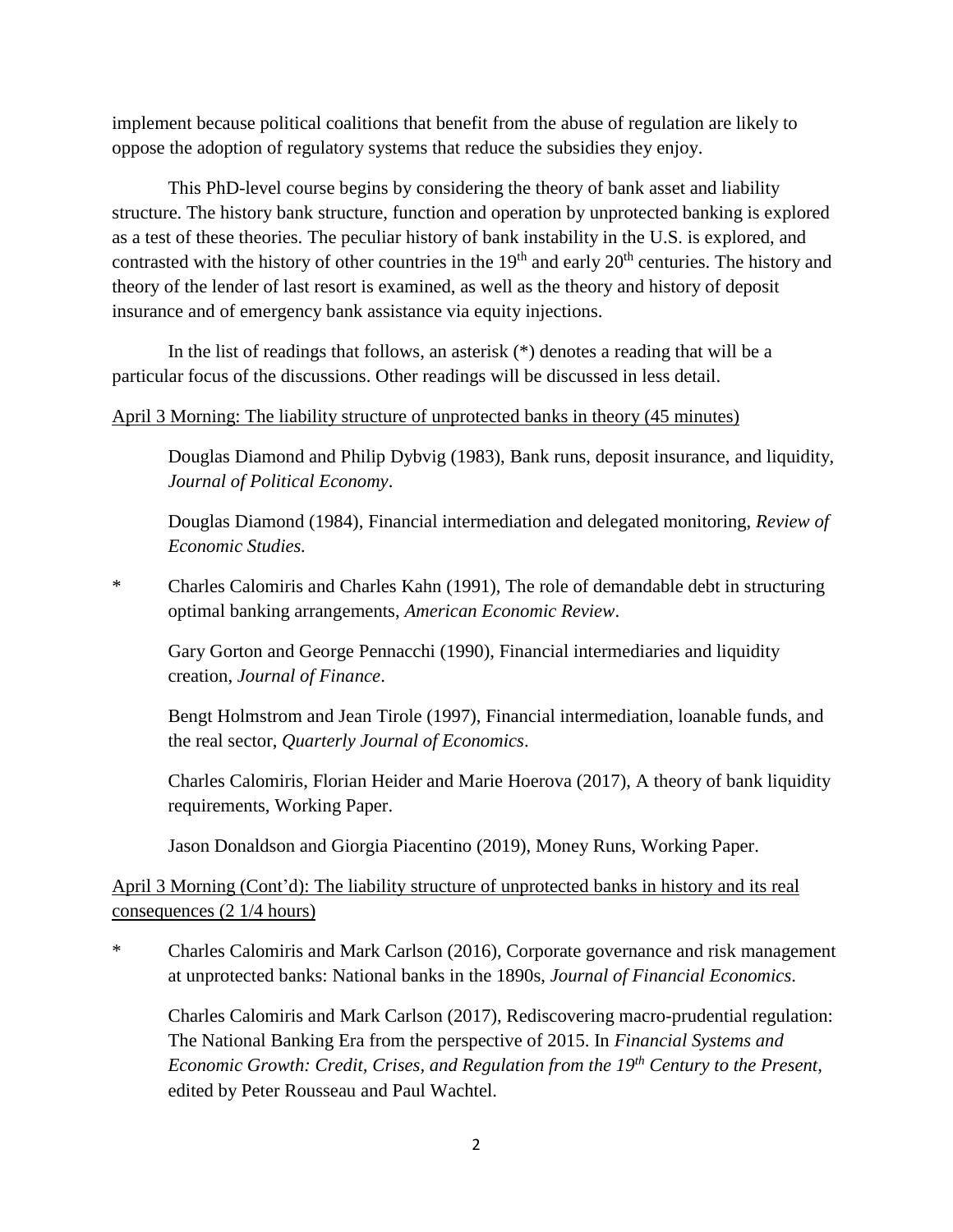implement because political coalitions that benefit from the abuse of regulation are likely to oppose the adoption of regulatory systems that reduce the subsidies they enjoy.

This PhD-level course begins by considering the theory of bank asset and liability structure. The history bank structure, function and operation by unprotected banking is explored as a test of these theories. The peculiar history of bank instability in the U.S. is explored, and contrasted with the history of other countries in the 19th and early 20th centuries. The history and theory of the lender of last resort is examined, as well as the theory and history of deposit insurance and of emergency bank assistance via equity injections.

In the list of readings that follows, an asterisk (*) denotes a reading that will be a particular focus of the discussions. Other readings will be discussed in less detail.

<u>April 3 Morning: The liability structure of unprotected banks in theory (45 minutes)</u>

Douglas Diamond and Philip Dybvig (1983), Bank runs, deposit insurance, and liquidity, *Journal of Political Economy*.

Douglas Diamond (1984), Financial intermediation and delegated monitoring, *Review of Economic Studies.*

\* Charles Calomiris and Charles Kahn (1991), The role of demandable debt in structuring optimal banking arrangements, *American Economic Review*.

Gary Gorton and George Pennacchi (1990), Financial intermediaries and liquidity creation, *Journal of Finance*.

Bengt Holmstrom and Jean Tirole (1997), Financial intermediation, loanable funds, and the real sector, *Quarterly Journal of Economics*.

Charles Calomiris, Florian Heider and Marie Hoerova (2017), A theory of bank liquidity requirements, Working Paper.

Jason Donaldson and Giorgia Piacentino (2019), Money Runs, Working Paper.

<u>April 3 Morning (Cont'd): The liability structure of unprotected banks in history and its real consequences (2 1/4 hours)</u>

\* Charles Calomiris and Mark Carlson (2016), Corporate governance and risk management at unprotected banks: National banks in the 1890s, *Journal of Financial Economics*.

Charles Calomiris and Mark Carlson (2017), Rediscovering macro-prudential regulation: The National Banking Era from the perspective of 2015. In *Financial Systems and Economic Growth: Credit, Crises, and Regulation from the 19th Century to the Present*, edited by Peter Rousseau and Paul Wachtel.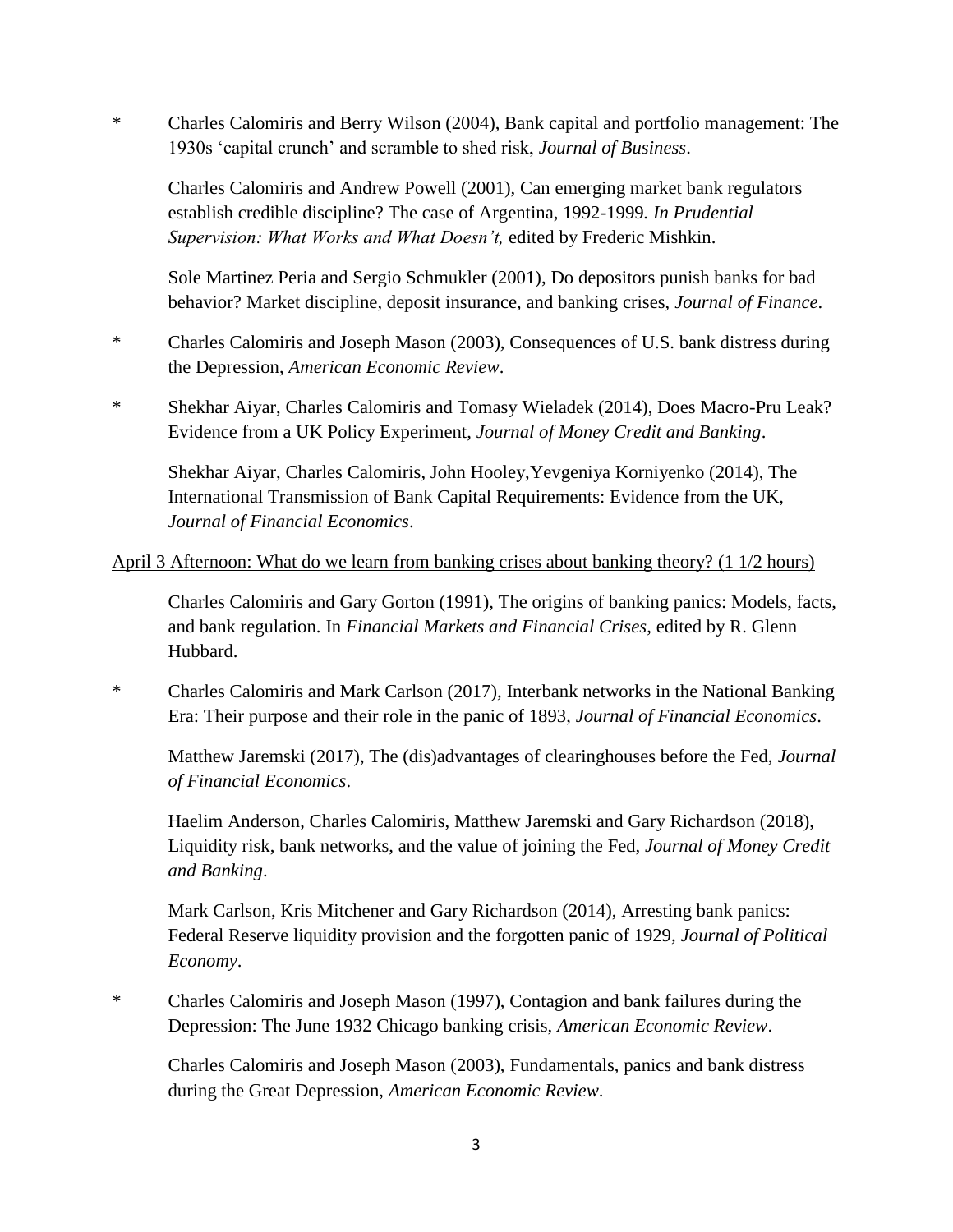\* Charles Calomiris and Berry Wilson (2004), Bank capital and portfolio management: The 1930s 'capital crunch' and scramble to shed risk, *Journal of Business*.

Charles Calomiris and Andrew Powell (2001), Can emerging market bank regulators establish credible discipline? The case of Argentina, 1992-1999. *In Prudential Supervision: What Works and What Doesn't,* edited by Frederic Mishkin.

Sole Martinez Peria and Sergio Schmukler (2001), Do depositors punish banks for bad behavior? Market discipline, deposit insurance, and banking crises, *Journal of Finance*.

\* Charles Calomiris and Joseph Mason (2003), Consequences of U.S. bank distress during the Depression, *American Economic Review*.

\* Shekhar Aiyar, Charles Calomiris and Tomasy Wieladek (2014), Does Macro-Pru Leak? Evidence from a UK Policy Experiment, *Journal of Money Credit and Banking*.

Shekhar Aiyar, Charles Calomiris, John Hooley,Yevgeniya Korniyenko (2014), The International Transmission of Bank Capital Requirements: Evidence from the UK, *Journal of Financial Economics*.

<u>April 3 Afternoon: What do we learn from banking crises about banking theory? (1 1/2 hours)</u>

Charles Calomiris and Gary Gorton (1991), The origins of banking panics: Models, facts, and bank regulation. In *Financial Markets and Financial Crises*, edited by R. Glenn Hubbard.

\* Charles Calomiris and Mark Carlson (2017), Interbank networks in the National Banking Era: Their purpose and their role in the panic of 1893, *Journal of Financial Economics*.

Matthew Jaremski (2017), The (dis)advantages of clearinghouses before the Fed, *Journal of Financial Economics*.

Haelim Anderson, Charles Calomiris, Matthew Jaremski and Gary Richardson (2018), Liquidity risk, bank networks, and the value of joining the Fed, *Journal of Money Credit and Banking*.

Mark Carlson, Kris Mitchener and Gary Richardson (2014), Arresting bank panics: Federal Reserve liquidity provision and the forgotten panic of 1929, *Journal of Political Economy*.

\* Charles Calomiris and Joseph Mason (1997), Contagion and bank failures during the Depression: The June 1932 Chicago banking crisis, *American Economic Review*.

Charles Calomiris and Joseph Mason (2003), Fundamentals, panics and bank distress during the Great Depression, *American Economic Review*.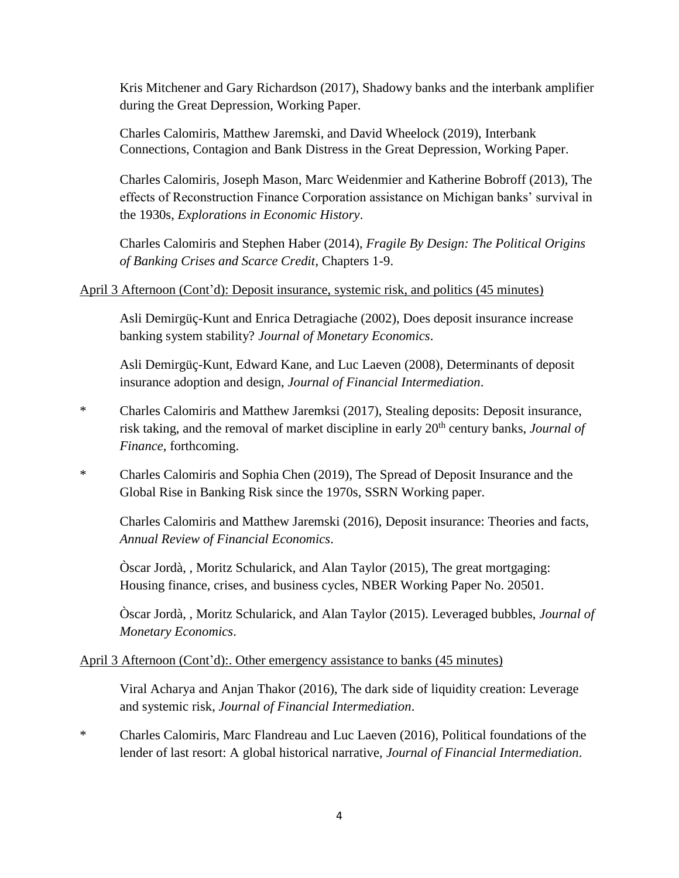Kris Mitchener and Gary Richardson (2017), Shadowy banks and the interbank amplifier during the Great Depression, Working Paper.

Charles Calomiris, Matthew Jaremski, and David Wheelock (2019), Interbank Connections, Contagion and Bank Distress in the Great Depression, Working Paper.

Charles Calomiris, Joseph Mason, Marc Weidenmier and Katherine Bobroff (2013), The effects of Reconstruction Finance Corporation assistance on Michigan banks' survival in the 1930s, *Explorations in Economic History*.

Charles Calomiris and Stephen Haber (2014), *Fragile By Design: The Political Origins of Banking Crises and Scarce Credit*, Chapters 1-9.

<u>April 3 Afternoon (Cont'd): Deposit insurance, systemic risk, and politics (45 minutes)</u>

Asli Demirgüç-Kunt and Enrica Detragiache (2002), Does deposit insurance increase banking system stability? *Journal of Monetary Economics*.

Asli Demirgüç-Kunt, Edward Kane, and Luc Laeven (2008), Determinants of deposit insurance adoption and design, *Journal of Financial Intermediation*.

\* Charles Calomiris and Matthew Jaremksi (2017), Stealing deposits: Deposit insurance, risk taking, and the removal of market discipline in early 20th century banks, *Journal of Finance*, forthcoming.

\* Charles Calomiris and Sophia Chen (2019), The Spread of Deposit Insurance and the Global Rise in Banking Risk since the 1970s, SSRN Working paper.

Charles Calomiris and Matthew Jaremski (2016), Deposit insurance: Theories and facts, *Annual Review of Financial Economics*.

Òscar Jordà, , Moritz Schularick, and Alan Taylor (2015), The great mortgaging: Housing finance, crises, and business cycles, NBER Working Paper No. 20501.

Òscar Jordà, , Moritz Schularick, and Alan Taylor (2015). Leveraged bubbles, *Journal of Monetary Economics*.

<u>April 3 Afternoon (Cont'd):. Other emergency assistance to banks (45 minutes)</u>

Viral Acharya and Anjan Thakor (2016), The dark side of liquidity creation: Leverage and systemic risk, *Journal of Financial Intermediation*.

\* Charles Calomiris, Marc Flandreau and Luc Laeven (2016), Political foundations of the lender of last resort: A global historical narrative, *Journal of Financial Intermediation*.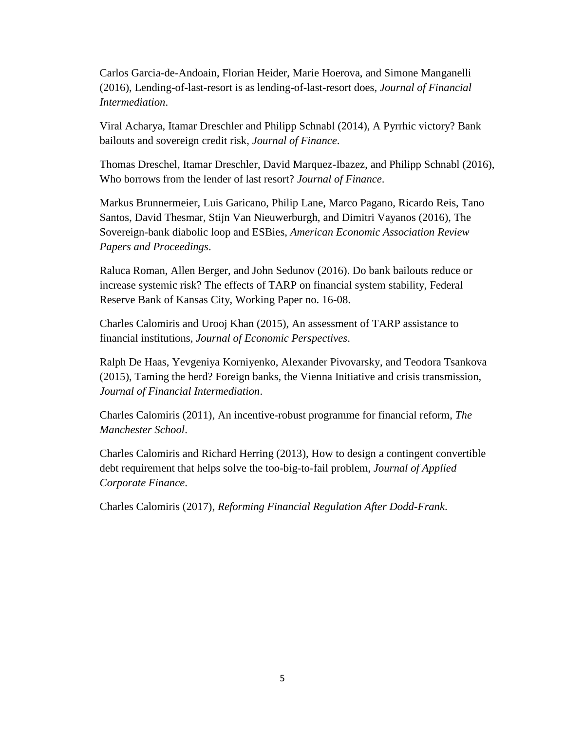Carlos Garcia-de-Andoain, Florian Heider, Marie Hoerova, and Simone Manganelli (2016), Lending-of-last-resort is as lending-of-last-resort does, *Journal of Financial Intermediation*.

Viral Acharya, Itamar Dreschler and Philipp Schnabl (2014), A Pyrrhic victory? Bank bailouts and sovereign credit risk, *Journal of Finance*.

Thomas Dreschel, Itamar Dreschler, David Marquez-Ibazez, and Philipp Schnabl (2016), Who borrows from the lender of last resort? *Journal of Finance*.

Markus Brunnermeier, Luis Garicano, Philip Lane, Marco Pagano, Ricardo Reis, Tano Santos, David Thesmar, Stijn Van Nieuwerburgh, and Dimitri Vayanos (2016), The Sovereign-bank diabolic loop and ESBies, *American Economic Association Review Papers and Proceedings*.

Raluca Roman, Allen Berger, and John Sedunov (2016). Do bank bailouts reduce or increase systemic risk? The effects of TARP on financial system stability, Federal Reserve Bank of Kansas City, Working Paper no. 16-08.

Charles Calomiris and Urooj Khan (2015), An assessment of TARP assistance to financial institutions, *Journal of Economic Perspectives*.

Ralph De Haas, Yevgeniya Korniyenko, Alexander Pivovarsky, and Teodora Tsankova (2015), Taming the herd? Foreign banks, the Vienna Initiative and crisis transmission, *Journal of Financial Intermediation*.

Charles Calomiris (2011), An incentive-robust programme for financial reform, *The Manchester School*.

Charles Calomiris and Richard Herring (2013), How to design a contingent convertible debt requirement that helps solve the too-big-to-fail problem, *Journal of Applied Corporate Finance*.

Charles Calomiris (2017), *Reforming Financial Regulation After Dodd-Frank*.